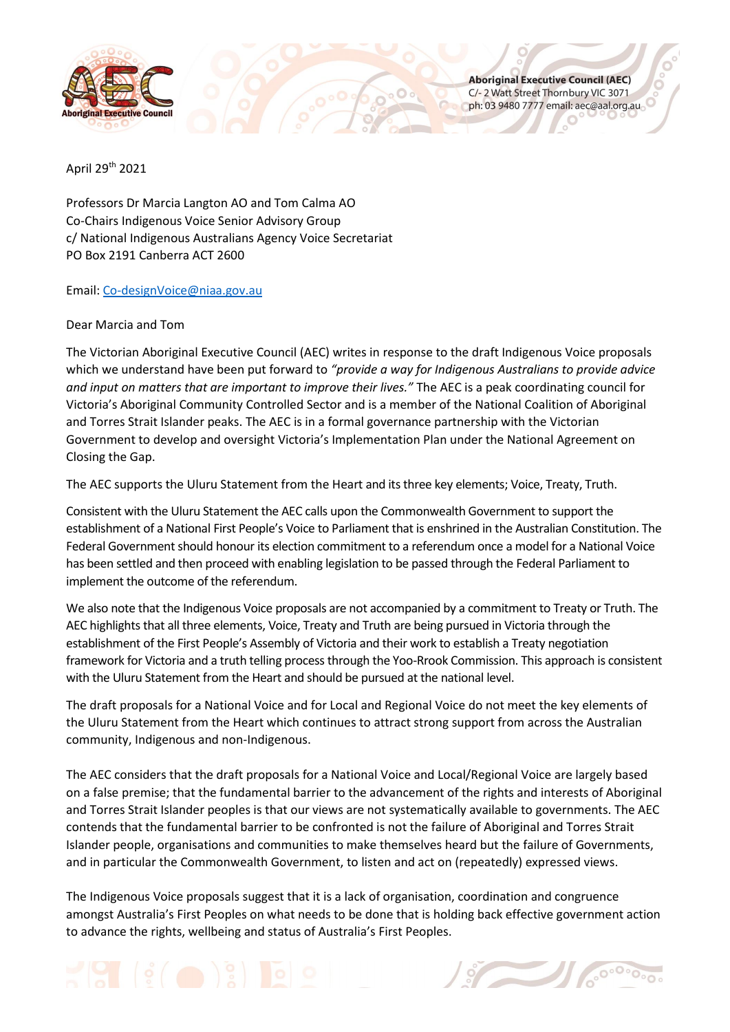**Aboriginal Executive Council (AEC)**
C/- 2 Watt Street Thornbury VIC 3071
ph: 03 9480 7777 email: aec@aal.org.au

April 29th 2021

Professors Dr Marcia Langton AO and Tom Calma AO
Co-Chairs Indigenous Voice Senior Advisory Group
c/ National Indigenous Australians Agency Voice Secretariat
PO Box 2191 Canberra ACT 2600

Email: Co-designVoice@niaa.gov.au

Dear Marcia and Tom

The Victorian Aboriginal Executive Council (AEC) writes in response to the draft Indigenous Voice proposals which we understand have been put forward to *"provide a way for Indigenous Australians to provide advice and input on matters that are important to improve their lives."* The AEC is a peak coordinating council for Victoria's Aboriginal Community Controlled Sector and is a member of the National Coalition of Aboriginal and Torres Strait Islander peaks. The AEC is in a formal governance partnership with the Victorian Government to develop and oversight Victoria's Implementation Plan under the National Agreement on Closing the Gap.

The AEC supports the Uluru Statement from the Heart and its three key elements; Voice, Treaty, Truth.

Consistent with the Uluru Statement the AEC calls upon the Commonwealth Government to support the establishment of a National First People's Voice to Parliament that is enshrined in the Australian Constitution. The Federal Government should honour its election commitment to a referendum once a model for a National Voice has been settled and then proceed with enabling legislation to be passed through the Federal Parliament to implement the outcome of the referendum.

We also note that the Indigenous Voice proposals are not accompanied by a commitment to Treaty or Truth. The AEC highlights that all three elements, Voice, Treaty and Truth are being pursued in Victoria through the establishment of the First People's Assembly of Victoria and their work to establish a Treaty negotiation framework for Victoria and a truth telling process through the Yoo-Rrook Commission. This approach is consistent with the Uluru Statement from the Heart and should be pursued at the national level.

The draft proposals for a National Voice and for Local and Regional Voice do not meet the key elements of the Uluru Statement from the Heart which continues to attract strong support from across the Australian community, Indigenous and non-Indigenous.

The AEC considers that the draft proposals for a National Voice and Local/Regional Voice are largely based on a false premise; that the fundamental barrier to the advancement of the rights and interests of Aboriginal and Torres Strait Islander peoples is that our views are not systematically available to governments. The AEC contends that the fundamental barrier to be confronted is not the failure of Aboriginal and Torres Strait Islander people, organisations and communities to make themselves heard but the failure of Governments, and in particular the Commonwealth Government, to listen and act on (repeatedly) expressed views.

The Indigenous Voice proposals suggest that it is a lack of organisation, coordination and congruence amongst Australia's First Peoples on what needs to be done that is holding back effective government action to advance the rights, wellbeing and status of Australia's First Peoples.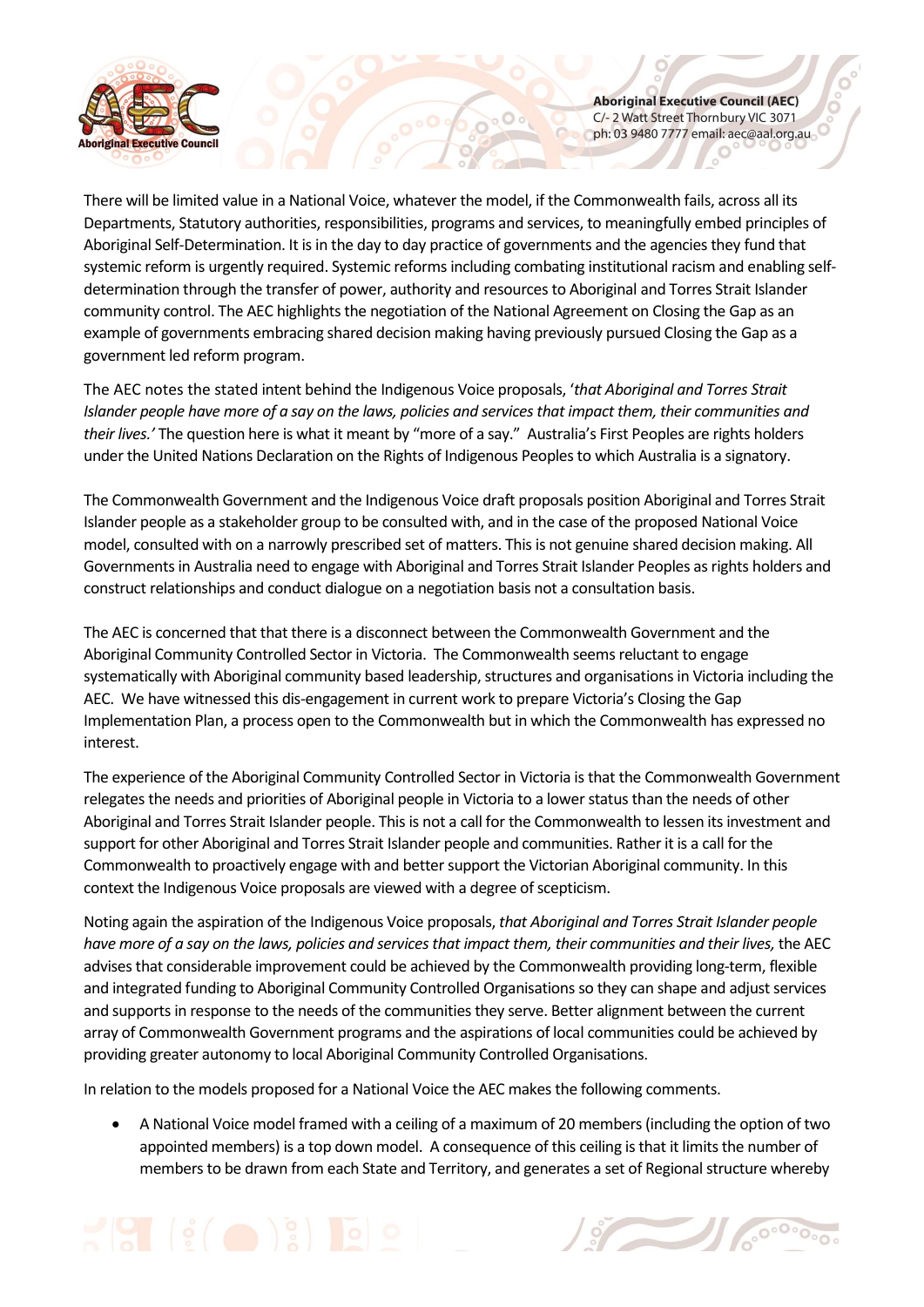There will be limited value in a National Voice, whatever the model, if the Commonwealth fails, across all its Departments, Statutory authorities, responsibilities, programs and services, to meaningfully embed principles of Aboriginal Self-Determination. It is in the day to day practice of governments and the agencies they fund that systemic reform is urgently required. Systemic reforms including combating institutional racism and enabling self-determination through the transfer of power, authority and resources to Aboriginal and Torres Strait Islander community control. The AEC highlights the negotiation of the National Agreement on Closing the Gap as an example of governments embracing shared decision making having previously pursued Closing the Gap as a government led reform program.

The AEC notes the stated intent behind the Indigenous Voice proposals, '*that Aboriginal and Torres Strait Islander people have more of a say on the laws, policies and services that impact them, their communities and their lives.*' The question here is what it meant by "more of a say." Australia's First Peoples are rights holders under the United Nations Declaration on the Rights of Indigenous Peoples to which Australia is a signatory.

The Commonwealth Government and the Indigenous Voice draft proposals position Aboriginal and Torres Strait Islander people as a stakeholder group to be consulted with, and in the case of the proposed National Voice model, consulted with on a narrowly prescribed set of matters. This is not genuine shared decision making. All Governments in Australia need to engage with Aboriginal and Torres Strait Islander Peoples as rights holders and construct relationships and conduct dialogue on a negotiation basis not a consultation basis.

The AEC is concerned that that there is a disconnect between the Commonwealth Government and the Aboriginal Community Controlled Sector in Victoria. The Commonwealth seems reluctant to engage systematically with Aboriginal community based leadership, structures and organisations in Victoria including the AEC. We have witnessed this dis-engagement in current work to prepare Victoria's Closing the Gap Implementation Plan, a process open to the Commonwealth but in which the Commonwealth has expressed no interest.

The experience of the Aboriginal Community Controlled Sector in Victoria is that the Commonwealth Government relegates the needs and priorities of Aboriginal people in Victoria to a lower status than the needs of other Aboriginal and Torres Strait Islander people. This is not a call for the Commonwealth to lessen its investment and support for other Aboriginal and Torres Strait Islander people and communities. Rather it is a call for the Commonwealth to proactively engage with and better support the Victorian Aboriginal community. In this context the Indigenous Voice proposals are viewed with a degree of scepticism.

Noting again the aspiration of the Indigenous Voice proposals, *that Aboriginal and Torres Strait Islander people have more of a say on the laws, policies and services that impact them, their communities and their lives,* the AEC advises that considerable improvement could be achieved by the Commonwealth providing long-term, flexible and integrated funding to Aboriginal Community Controlled Organisations so they can shape and adjust services and supports in response to the needs of the communities they serve. Better alignment between the current array of Commonwealth Government programs and the aspirations of local communities could be achieved by providing greater autonomy to local Aboriginal Community Controlled Organisations.

In relation to the models proposed for a National Voice the AEC makes the following comments.

- A National Voice model framed with a ceiling of a maximum of 20 members (including the option of two appointed members) is a top down model. A consequence of this ceiling is that it limits the number of members to be drawn from each State and Territory, and generates a set of Regional structure whereby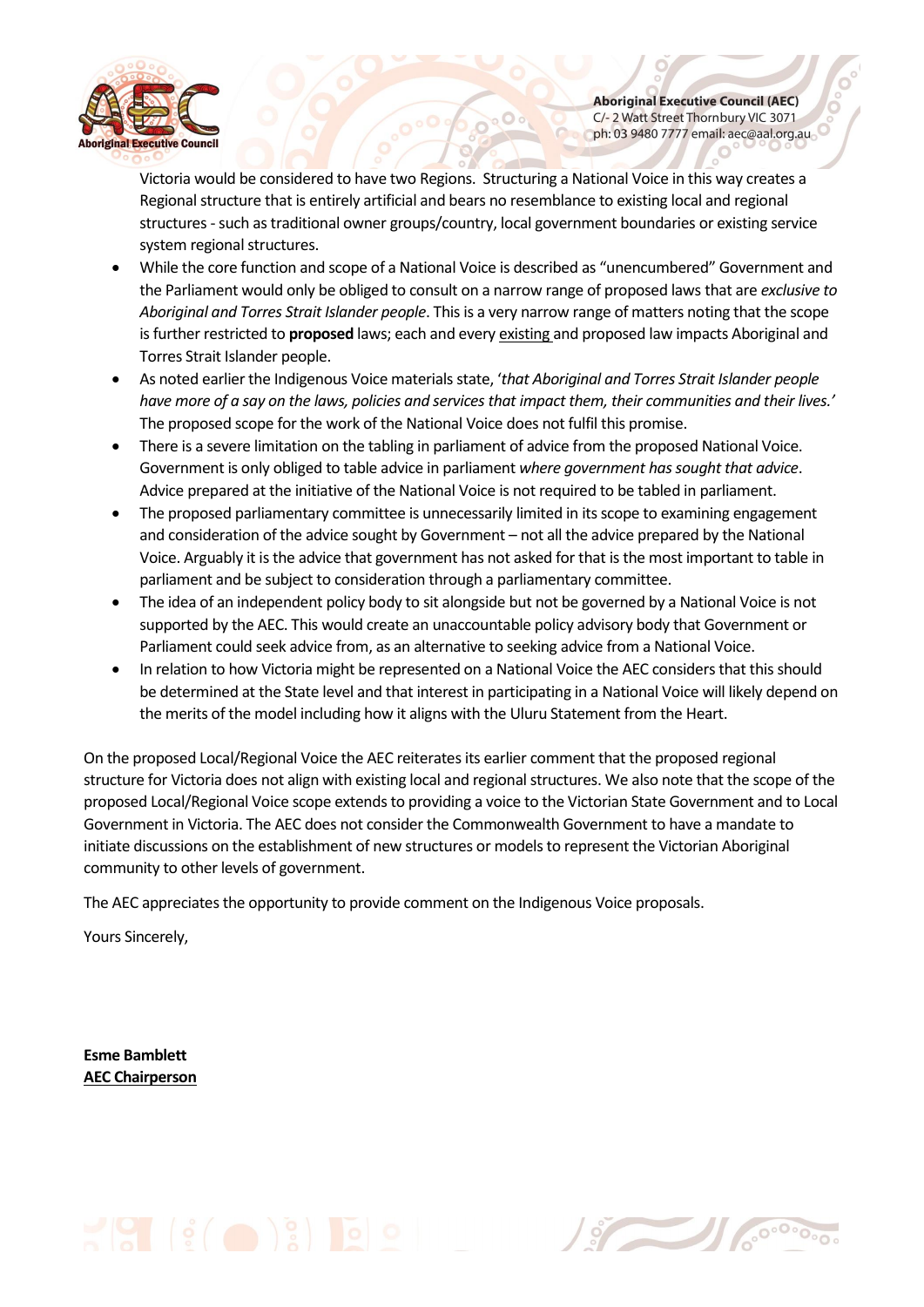Victoria would be considered to have two Regions. Structuring a National Voice in this way creates a Regional structure that is entirely artificial and bears no resemblance to existing local and regional structures - such as traditional owner groups/country, local government boundaries or existing service system regional structures.

- While the core function and scope of a National Voice is described as "unencumbered" Government and the Parliament would only be obliged to consult on a narrow range of proposed laws that are *exclusive to Aboriginal and Torres Strait Islander people*. This is a very narrow range of matters noting that the scope is further restricted to **proposed** laws; each and every existing and proposed law impacts Aboriginal and Torres Strait Islander people.
- As noted earlier the Indigenous Voice materials state, '*that Aboriginal and Torres Strait Islander people have more of a say on the laws, policies and services that impact them, their communities and their lives.'* The proposed scope for the work of the National Voice does not fulfil this promise.
- There is a severe limitation on the tabling in parliament of advice from the proposed National Voice. Government is only obliged to table advice in parliament *where government has sought that advice*. Advice prepared at the initiative of the National Voice is not required to be tabled in parliament.
- The proposed parliamentary committee is unnecessarily limited in its scope to examining engagement and consideration of the advice sought by Government – not all the advice prepared by the National Voice. Arguably it is the advice that government has not asked for that is the most important to table in parliament and be subject to consideration through a parliamentary committee.
- The idea of an independent policy body to sit alongside but not be governed by a National Voice is not supported by the AEC. This would create an unaccountable policy advisory body that Government or Parliament could seek advice from, as an alternative to seeking advice from a National Voice.
- In relation to how Victoria might be represented on a National Voice the AEC considers that this should be determined at the State level and that interest in participating in a National Voice will likely depend on the merits of the model including how it aligns with the Uluru Statement from the Heart.

On the proposed Local/Regional Voice the AEC reiterates its earlier comment that the proposed regional structure for Victoria does not align with existing local and regional structures. We also note that the scope of the proposed Local/Regional Voice scope extends to providing a voice to the Victorian State Government and to Local Government in Victoria. The AEC does not consider the Commonwealth Government to have a mandate to initiate discussions on the establishment of new structures or models to represent the Victorian Aboriginal community to other levels of government.

The AEC appreciates the opportunity to provide comment on the Indigenous Voice proposals.

Yours Sincerely,

**Esme Bamblett**
**AEC Chairperson**